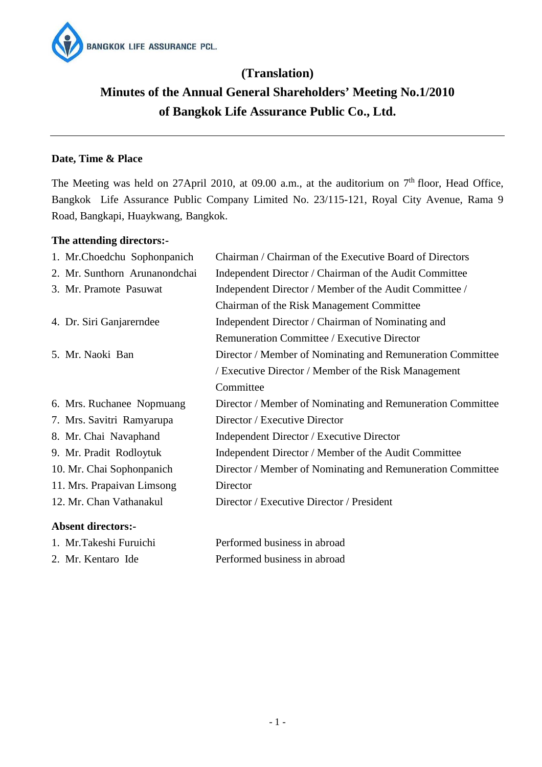BANGKOK LIFE ASSURANCE PCL.

# (Translation)
# Minutes of the Annual General Shareholders' Meeting No.1/2010 of Bangkok Life Assurance Public Co., Ltd.

---

**Date, Time & Place**

The Meeting was held on 27April 2010, at 09.00 a.m., at the auditorium on 7th floor, Head Office, Bangkok Life Assurance Public Company Limited No. 23/115-121, Royal City Avenue, Rama 9 Road, Bangkapi, Huaykwang, Bangkok.

**The attending directors:-**

| | |
|---|---|
| 1. Mr.Choedchu Sophonpanich | Chairman / Chairman of the Executive Board of Directors |
| 2. Mr. Sunthorn Arunanondchai | Independent Director / Chairman of the Audit Committee |
| 3. Mr. Pramote Pasuwat | Independent Director / Member of the Audit Committee / Chairman of the Risk Management Committee |
| 4. Dr. Siri Ganjarerndee | Independent Director / Chairman of Nominating and Remuneration Committee / Executive Director |
| 5. Mr. Naoki Ban | Director / Member of Nominating and Remuneration Committee / Executive Director / Member of the Risk Management Committee |
| 6. Mrs. Ruchanee Nopmuang | Director / Member of Nominating and Remuneration Committee |
| 7. Mrs. Savitri Ramyarupa | Director / Executive Director |
| 8. Mr. Chai Navaphand | Independent Director / Executive Director |
| 9. Mr. Pradit Rodloytuk | Independent Director / Member of the Audit Committee |
| 10. Mr. Chai Sophonpanich | Director / Member of Nominating and Remuneration Committee |
| 11. Mrs. Prapaivan Limsong | Director |
| 12. Mr. Chan Vathanakul | Director / Executive Director / President |

**Absent directors:-**

| | |
|---|---|
| 1. Mr.Takeshi Furuichi | Performed business in abroad |
| 2. Mr. Kentaro Ide | Performed business in abroad |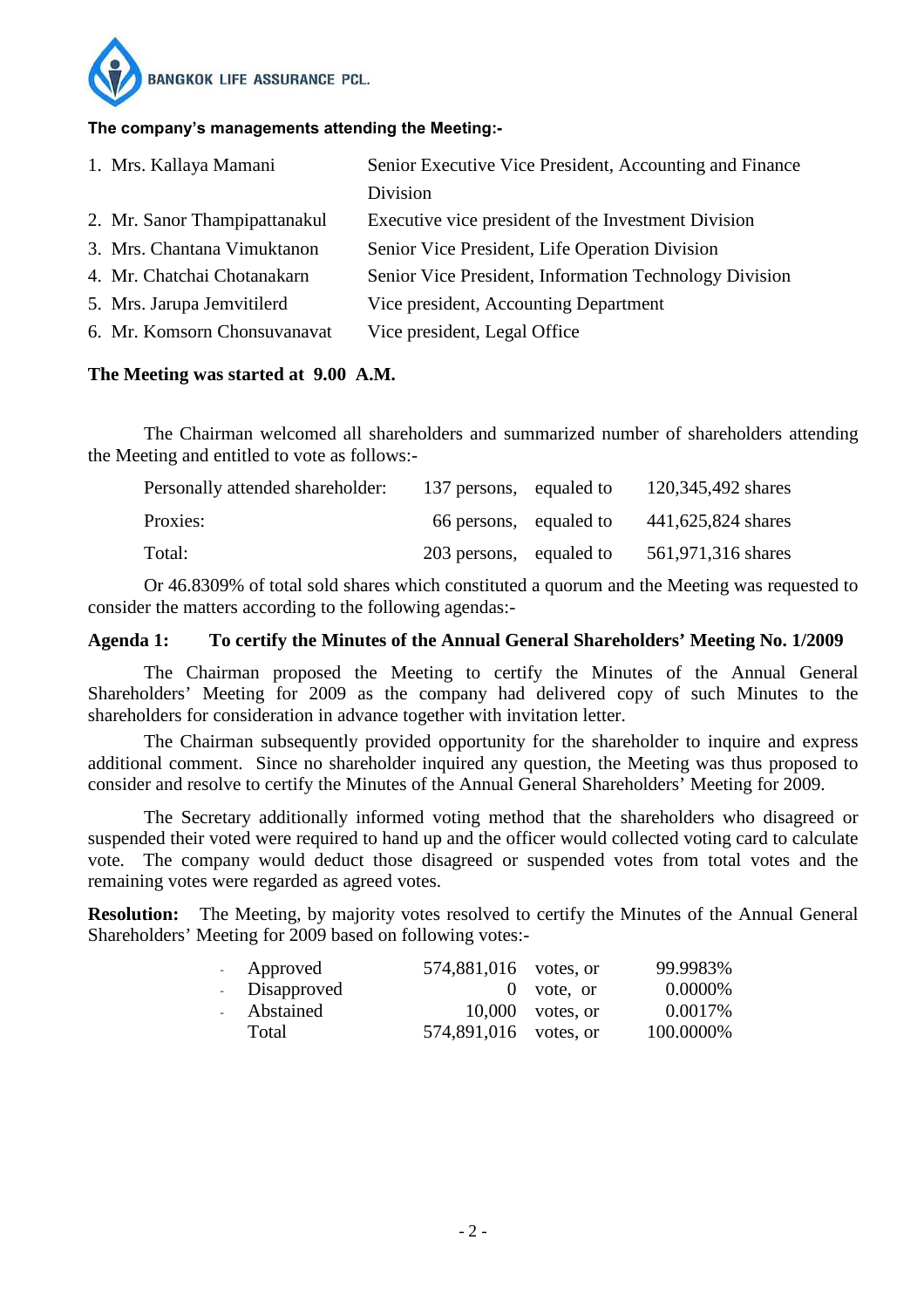**The company's managements attending the Meeting:-**

| | |
|---|---|
| 1. Mrs. Kallaya Mamani | Senior Executive Vice President, Accounting and Finance Division |
| 2. Mr. Sanor Thampipattanakul | Executive vice president of the Investment Division |
| 3. Mrs. Chantana Vimuktanon | Senior Vice President, Life Operation Division |
| 4. Mr. Chatchai Chotanakarn | Senior Vice President, Information Technology Division |
| 5. Mrs. Jarupa Jemvitilerd | Vice president, Accounting Department |
| 6. Mr. Komsorn Chonsuvanavat | Vice president, Legal Office |

**The Meeting was started at 9.00 A.M.**

The Chairman welcomed all shareholders and summarized number of shareholders attending the Meeting and entitled to vote as follows:-

| | | | |
|---|---|---|---|
| Personally attended shareholder: | 137 persons, | equaled to | 120,345,492 shares |
| Proxies: | 66 persons, | equaled to | 441,625,824 shares |
| Total: | 203 persons, | equaled to | 561,971,316 shares |

Or 46.8309% of total sold shares which constituted a quorum and the Meeting was requested to consider the matters according to the following agendas:-

**Agenda 1: To certify the Minutes of the Annual General Shareholders' Meeting No. 1/2009**

The Chairman proposed the Meeting to certify the Minutes of the Annual General Shareholders' Meeting for 2009 as the company had delivered copy of such Minutes to the shareholders for consideration in advance together with invitation letter.

The Chairman subsequently provided opportunity for the shareholder to inquire and express additional comment. Since no shareholder inquired any question, the Meeting was thus proposed to consider and resolve to certify the Minutes of the Annual General Shareholders' Meeting for 2009.

The Secretary additionally informed voting method that the shareholders who disagreed or suspended their voted were required to hand up and the officer would collected voting card to calculate vote. The company would deduct those disagreed or suspended votes from total votes and the remaining votes were regarded as agreed votes.

**Resolution:** The Meeting, by majority votes resolved to certify the Minutes of the Annual General Shareholders' Meeting for 2009 based on following votes:-

| | | | |
|---|---|---|---|
| - Approved | 574,881,016 | votes, or | 99.9983% |
| - Disapproved | 0 | vote, or | 0.0000% |
| - Abstained | 10,000 | votes, or | 0.0017% |
| Total | 574,891,016 | votes, or | 100.0000% |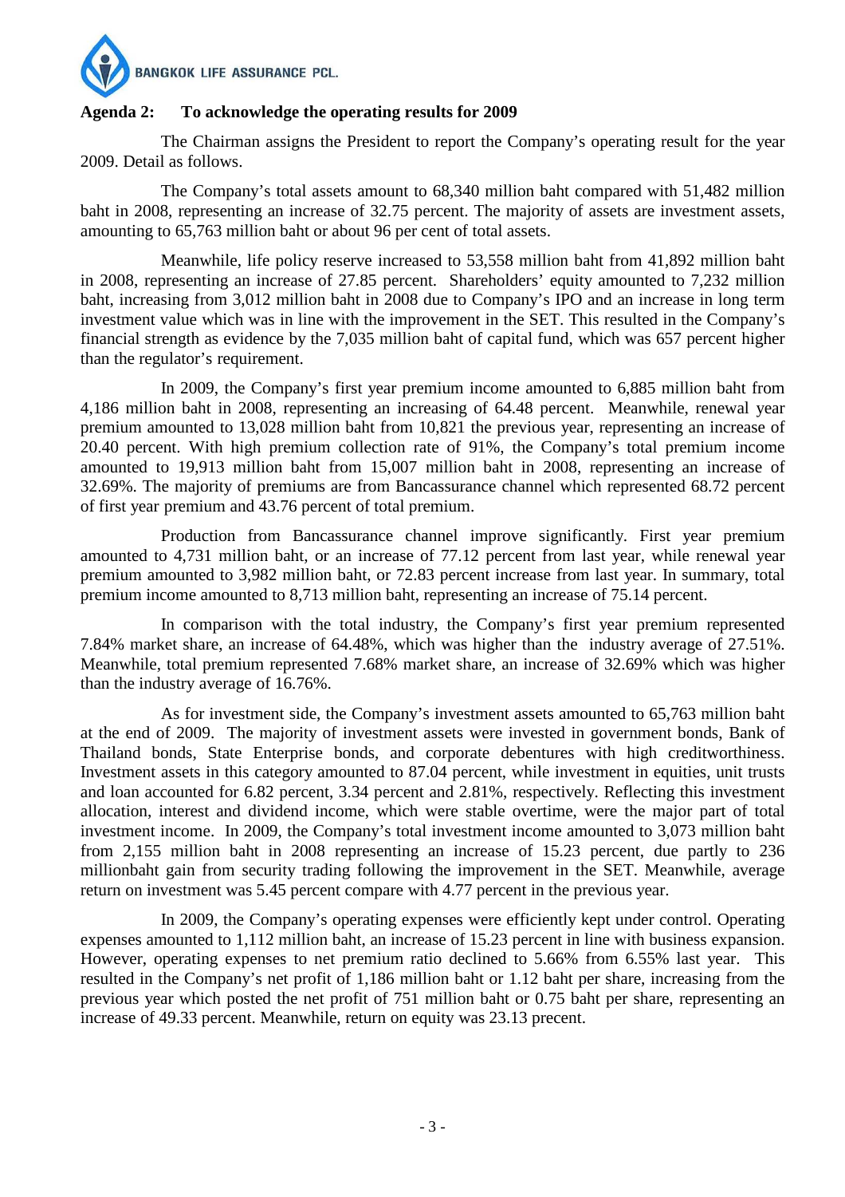**Agenda 2: To acknowledge the operating results for 2009**

The Chairman assigns the President to report the Company's operating result for the year 2009. Detail as follows.

The Company's total assets amount to 68,340 million baht compared with 51,482 million baht in 2008, representing an increase of 32.75 percent. The majority of assets are investment assets, amounting to 65,763 million baht or about 96 per cent of total assets.

Meanwhile, life policy reserve increased to 53,558 million baht from 41,892 million baht in 2008, representing an increase of 27.85 percent. Shareholders' equity amounted to 7,232 million baht, increasing from 3,012 million baht in 2008 due to Company's IPO and an increase in long term investment value which was in line with the improvement in the SET. This resulted in the Company's financial strength as evidence by the 7,035 million baht of capital fund, which was 657 percent higher than the regulator's requirement.

In 2009, the Company's first year premium income amounted to 6,885 million baht from 4,186 million baht in 2008, representing an increasing of 64.48 percent. Meanwhile, renewal year premium amounted to 13,028 million baht from 10,821 the previous year, representing an increase of 20.40 percent. With high premium collection rate of 91%, the Company's total premium income amounted to 19,913 million baht from 15,007 million baht in 2008, representing an increase of 32.69%. The majority of premiums are from Bancassurance channel which represented 68.72 percent of first year premium and 43.76 percent of total premium.

Production from Bancassurance channel improve significantly. First year premium amounted to 4,731 million baht, or an increase of 77.12 percent from last year, while renewal year premium amounted to 3,982 million baht, or 72.83 percent increase from last year. In summary, total premium income amounted to 8,713 million baht, representing an increase of 75.14 percent.

In comparison with the total industry, the Company's first year premium represented 7.84% market share, an increase of 64.48%, which was higher than the industry average of 27.51%. Meanwhile, total premium represented 7.68% market share, an increase of 32.69% which was higher than the industry average of 16.76%.

As for investment side, the Company's investment assets amounted to 65,763 million baht at the end of 2009. The majority of investment assets were invested in government bonds, Bank of Thailand bonds, State Enterprise bonds, and corporate debentures with high creditworthiness. Investment assets in this category amounted to 87.04 percent, while investment in equities, unit trusts and loan accounted for 6.82 percent, 3.34 percent and 2.81%, respectively. Reflecting this investment allocation, interest and dividend income, which were stable overtime, were the major part of total investment income. In 2009, the Company's total investment income amounted to 3,073 million baht from 2,155 million baht in 2008 representing an increase of 15.23 percent, due partly to 236 millionbaht gain from security trading following the improvement in the SET. Meanwhile, average return on investment was 5.45 percent compare with 4.77 percent in the previous year.

In 2009, the Company's operating expenses were efficiently kept under control. Operating expenses amounted to 1,112 million baht, an increase of 15.23 percent in line with business expansion. However, operating expenses to net premium ratio declined to 5.66% from 6.55% last year. This resulted in the Company's net profit of 1,186 million baht or 1.12 baht per share, increasing from the previous year which posted the net profit of 751 million baht or 0.75 baht per share, representing an increase of 49.33 percent. Meanwhile, return on equity was 23.13 precent.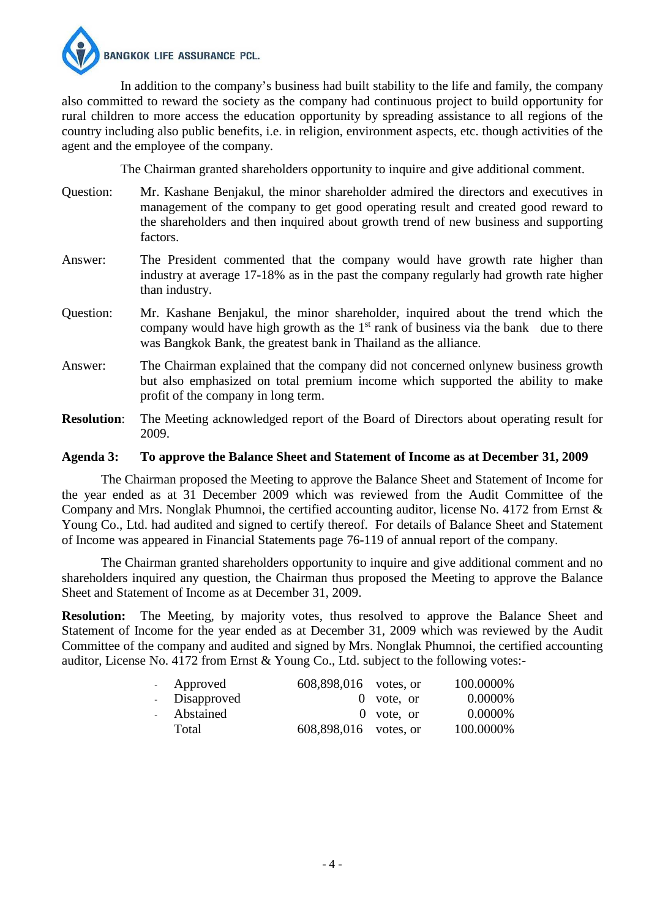In addition to the company's business had built stability to the life and family, the company also committed to reward the society as the company had continuous project to build opportunity for rural children to more access the education opportunity by spreading assistance to all regions of the country including also public benefits, i.e. in religion, environment aspects, etc. though activities of the agent and the employee of the company.

The Chairman granted shareholders opportunity to inquire and give additional comment.

Question: Mr. Kashane Benjakul, the minor shareholder admired the directors and executives in management of the company to get good operating result and created good reward to the shareholders and then inquired about growth trend of new business and supporting factors.

Answer: The President commented that the company would have growth rate higher than industry at average 17-18% as in the past the company regularly had growth rate higher than industry.

Question: Mr. Kashane Benjakul, the minor shareholder, inquired about the trend which the company would have high growth as the 1st rank of business via the bank due to there was Bangkok Bank, the greatest bank in Thailand as the alliance.

Answer: The Chairman explained that the company did not concerned onlynew business growth but also emphasized on total premium income which supported the ability to make profit of the company in long term.

**Resolution**: The Meeting acknowledged report of the Board of Directors about operating result for 2009.

**Agenda 3: To approve the Balance Sheet and Statement of Income as at December 31, 2009**

The Chairman proposed the Meeting to approve the Balance Sheet and Statement of Income for the year ended as at 31 December 2009 which was reviewed from the Audit Committee of the Company and Mrs. Nonglak Phumnoi, the certified accounting auditor, license No. 4172 from Ernst & Young Co., Ltd. had audited and signed to certify thereof. For details of Balance Sheet and Statement of Income was appeared in Financial Statements page 76-119 of annual report of the company.

The Chairman granted shareholders opportunity to inquire and give additional comment and no shareholders inquired any question, the Chairman thus proposed the Meeting to approve the Balance Sheet and Statement of Income as at December 31, 2009.

**Resolution:** The Meeting, by majority votes, thus resolved to approve the Balance Sheet and Statement of Income for the year ended as at December 31, 2009 which was reviewed by the Audit Committee of the company and audited and signed by Mrs. Nonglak Phumnoi, the certified accounting auditor, License No. 4172 from Ernst & Young Co., Ltd. subject to the following votes:-

| | | | |
|---|---|---|---|
| - Approved | 608,898,016 | votes, or | 100.0000% |
| - Disapproved | 0 | vote, or | 0.0000% |
| - Abstained | 0 | vote, or | 0.0000% |
| Total | 608,898,016 | votes, or | 100.0000% |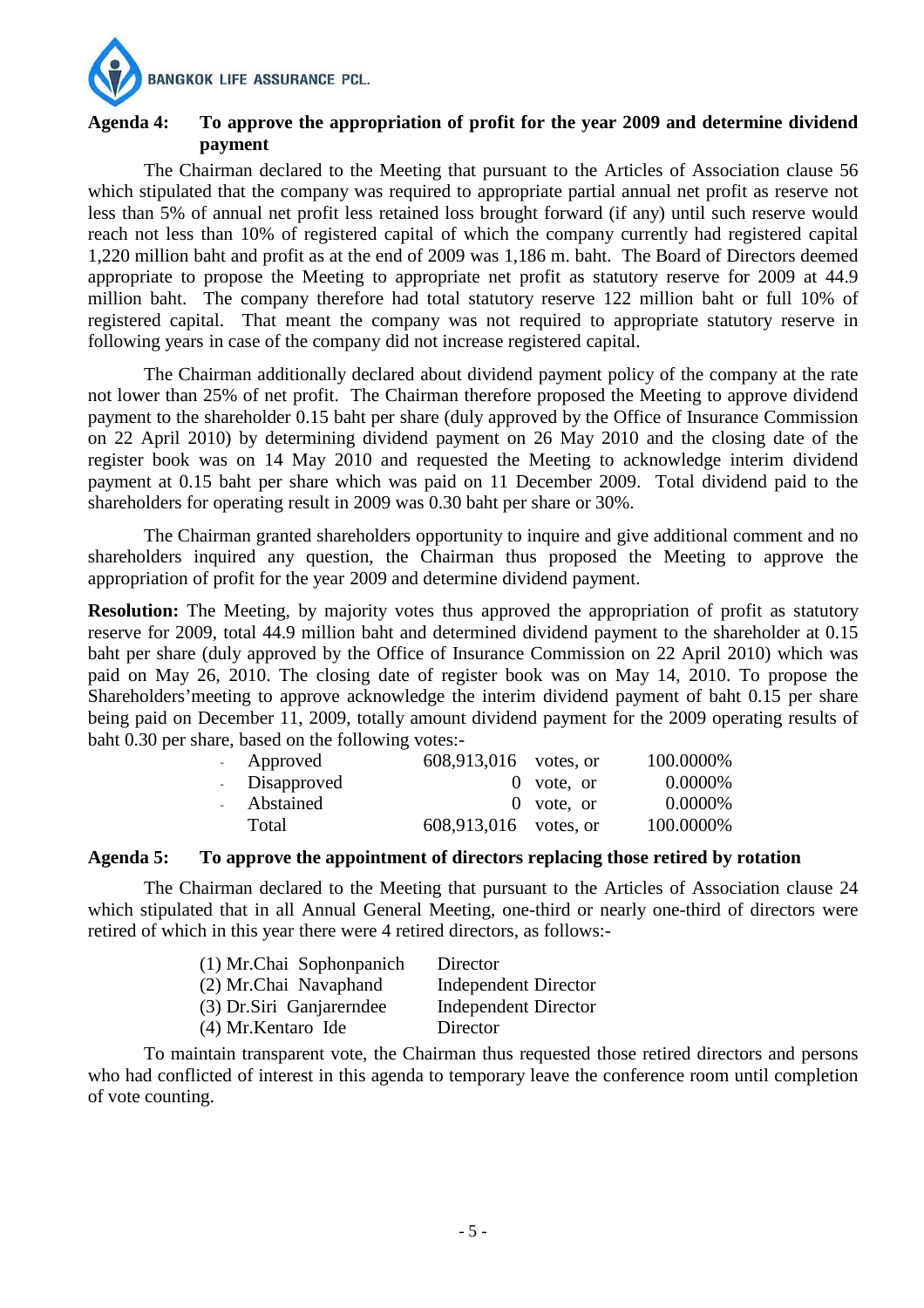**Agenda 4: To approve the appropriation of profit for the year 2009 and determine dividend payment**

The Chairman declared to the Meeting that pursuant to the Articles of Association clause 56 which stipulated that the company was required to appropriate partial annual net profit as reserve not less than 5% of annual net profit less retained loss brought forward (if any) until such reserve would reach not less than 10% of registered capital of which the company currently had registered capital 1,220 million baht and profit as at the end of 2009 was 1,186 m. baht. The Board of Directors deemed appropriate to propose the Meeting to appropriate net profit as statutory reserve for 2009 at 44.9 million baht. The company therefore had total statutory reserve 122 million baht or full 10% of registered capital. That meant the company was not required to appropriate statutory reserve in following years in case of the company did not increase registered capital.

The Chairman additionally declared about dividend payment policy of the company at the rate not lower than 25% of net profit. The Chairman therefore proposed the Meeting to approve dividend payment to the shareholder 0.15 baht per share (duly approved by the Office of Insurance Commission on 22 April 2010) by determining dividend payment on 26 May 2010 and the closing date of the register book was on 14 May 2010 and requested the Meeting to acknowledge interim dividend payment at 0.15 baht per share which was paid on 11 December 2009. Total dividend paid to the shareholders for operating result in 2009 was 0.30 baht per share or 30%.

The Chairman granted shareholders opportunity to inquire and give additional comment and no shareholders inquired any question, the Chairman thus proposed the Meeting to approve the appropriation of profit for the year 2009 and determine dividend payment.

**Resolution:** The Meeting, by majority votes thus approved the appropriation of profit as statutory reserve for 2009, total 44.9 million baht and determined dividend payment to the shareholder at 0.15 baht per share (duly approved by the Office of Insurance Commission on 22 April 2010) which was paid on May 26, 2010. The closing date of register book was on May 14, 2010. To propose the Shareholders'meeting to approve acknowledge the interim dividend payment of baht 0.15 per share being paid on December 11, 2009, totally amount dividend payment for the 2009 operating results of baht 0.30 per share, based on the following votes:-

| | | | |
|---|---|---|---|
| - Approved | 608,913,016 | votes, or | 100.0000% |
| - Disapproved | 0 | vote, or | 0.0000% |
| - Abstained | 0 | vote, or | 0.0000% |
| Total | 608,913,016 | votes, or | 100.0000% |

**Agenda 5: To approve the appointment of directors replacing those retired by rotation**

The Chairman declared to the Meeting that pursuant to the Articles of Association clause 24 which stipulated that in all Annual General Meeting, one-third or nearly one-third of directors were retired of which in this year there were 4 retired directors, as follows:-

| | |
|---|---|
| (1) Mr.Chai Sophonpanich | Director |
| (2) Mr.Chai Navaphand | Independent Director |
| (3) Dr.Siri Ganjarerndee | Independent Director |
| (4) Mr.Kentaro Ide | Director |

To maintain transparent vote, the Chairman thus requested those retired directors and persons who had conflicted of interest in this agenda to temporary leave the conference room until completion of vote counting.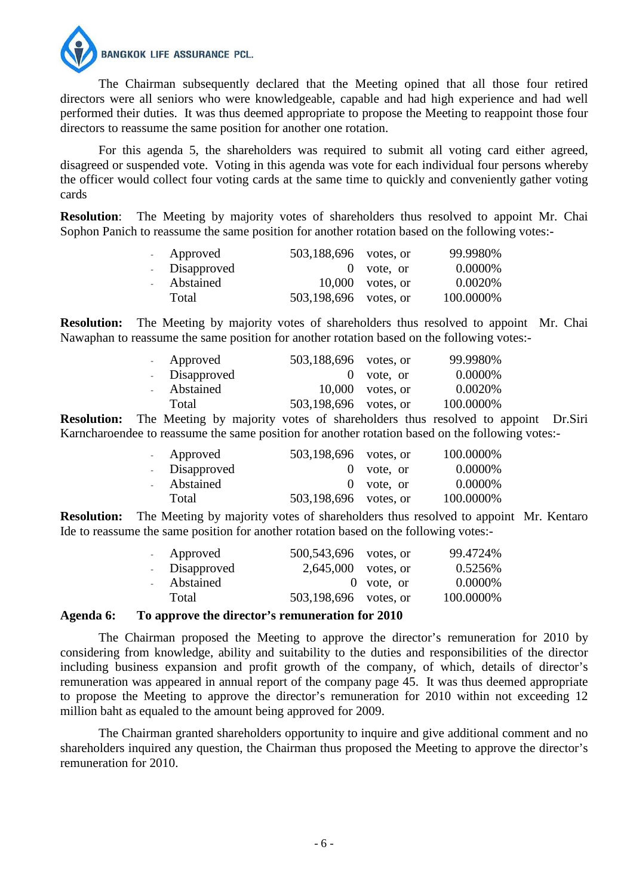The Chairman subsequently declared that the Meeting opined that all those four retired directors were all seniors who were knowledgeable, capable and had high experience and had well performed their duties. It was thus deemed appropriate to propose the Meeting to reappoint those four directors to reassume the same position for another one rotation.

For this agenda 5, the shareholders was required to submit all voting card either agreed, disagreed or suspended vote. Voting in this agenda was vote for each individual four persons whereby the officer would collect four voting cards at the same time to quickly and conveniently gather voting cards

**Resolution**: The Meeting by majority votes of shareholders thus resolved to appoint Mr. Chai Sophon Panich to reassume the same position for another rotation based on the following votes:-

| | | | |
|---|---|---|---|
| - Approved | 503,188,696 | votes, or | 99.9980% |
| - Disapproved | 0 | vote, or | 0.0000% |
| - Abstained | 10,000 | votes, or | 0.0020% |
| Total | 503,198,696 | votes, or | 100.0000% |

**Resolution:** The Meeting by majority votes of shareholders thus resolved to appoint Mr. Chai Nawaphan to reassume the same position for another rotation based on the following votes:-

| | | | |
|---|---|---|---|
| - Approved | 503,188,696 | votes, or | 99.9980% |
| - Disapproved | 0 | vote, or | 0.0000% |
| - Abstained | 10,000 | votes, or | 0.0020% |
| Total | 503,198,696 | votes, or | 100.0000% |

**Resolution:** The Meeting by majority votes of shareholders thus resolved to appoint Dr.Siri Karncharoendee to reassume the same position for another rotation based on the following votes:-

| | | | |
|---|---|---|---|
| - Approved | 503,198,696 | votes, or | 100.0000% |
| - Disapproved | 0 | vote, or | 0.0000% |
| - Abstained | 0 | vote, or | 0.0000% |
| Total | 503,198,696 | votes, or | 100.0000% |

**Resolution:** The Meeting by majority votes of shareholders thus resolved to appoint Mr. Kentaro Ide to reassume the same position for another rotation based on the following votes:-

| | | | |
|---|---|---|---|
| - Approved | 500,543,696 | votes, or | 99.4724% |
| - Disapproved | 2,645,000 | votes, or | 0.5256% |
| - Abstained | 0 | vote, or | 0.0000% |
| Total | 503,198,696 | votes, or | 100.0000% |

## Agenda 6: To approve the director's remuneration for 2010

The Chairman proposed the Meeting to approve the director's remuneration for 2010 by considering from knowledge, ability and suitability to the duties and responsibilities of the director including business expansion and profit growth of the company, of which, details of director's remuneration was appeared in annual report of the company page 45. It was thus deemed appropriate to propose the Meeting to approve the director's remuneration for 2010 within not exceeding 12 million baht as equaled to the amount being approved for 2009.

The Chairman granted shareholders opportunity to inquire and give additional comment and no shareholders inquired any question, the Chairman thus proposed the Meeting to approve the director's remuneration for 2010.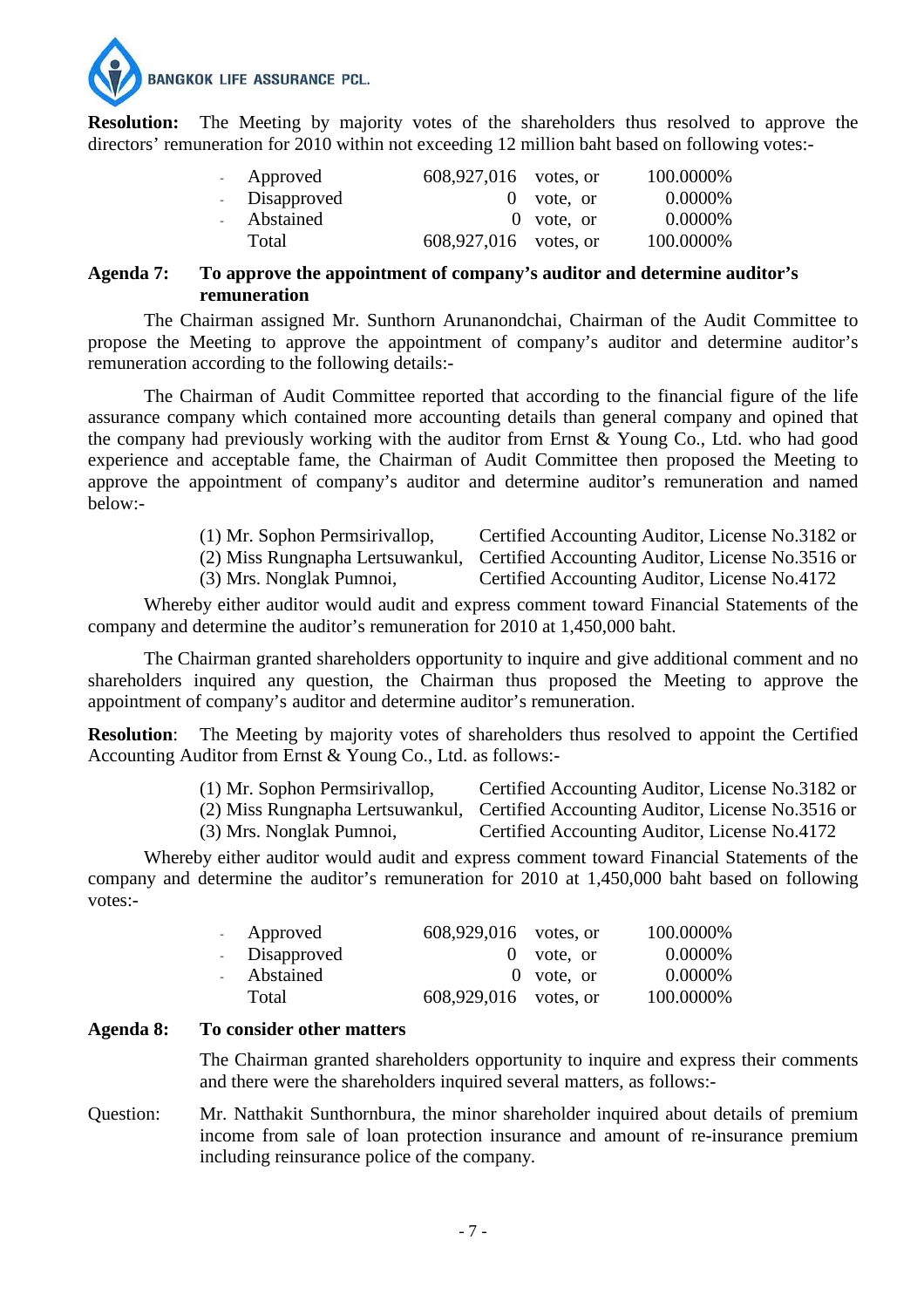**Resolution:** The Meeting by majority votes of the shareholders thus resolved to approve the directors' remuneration for 2010 within not exceeding 12 million baht based on following votes:-

| | | | |
|---|---|---|---|
| - Approved | 608,927,016 | votes, or | 100.0000% |
| - Disapproved | 0 | vote, or | 0.0000% |
| - Abstained | 0 | vote, or | 0.0000% |
| Total | 608,927,016 | votes, or | 100.0000% |

**Agenda 7: To approve the appointment of company's auditor and determine auditor's remuneration**

The Chairman assigned Mr. Sunthorn Arunanondchai, Chairman of the Audit Committee to propose the Meeting to approve the appointment of company's auditor and determine auditor's remuneration according to the following details:-

The Chairman of Audit Committee reported that according to the financial figure of the life assurance company which contained more accounting details than general company and opined that the company had previously working with the auditor from Ernst & Young Co., Ltd. who had good experience and acceptable fame, the Chairman of Audit Committee then proposed the Meeting to approve the appointment of company's auditor and determine auditor's remuneration and named below:-

(1) Mr. Sophon Permsirivallop, Certified Accounting Auditor, License No.3182 or
(2) Miss Rungnapha Lertsuwankul, Certified Accounting Auditor, License No.3516 or
(3) Mrs. Nonglak Pumnoi, Certified Accounting Auditor, License No.4172

Whereby either auditor would audit and express comment toward Financial Statements of the company and determine the auditor's remuneration for 2010 at 1,450,000 baht.

The Chairman granted shareholders opportunity to inquire and give additional comment and no shareholders inquired any question, the Chairman thus proposed the Meeting to approve the appointment of company's auditor and determine auditor's remuneration.

**Resolution**: The Meeting by majority votes of shareholders thus resolved to appoint the Certified Accounting Auditor from Ernst & Young Co., Ltd. as follows:-

(1) Mr. Sophon Permsirivallop, Certified Accounting Auditor, License No.3182 or
(2) Miss Rungnapha Lertsuwankul, Certified Accounting Auditor, License No.3516 or
(3) Mrs. Nonglak Pumnoi, Certified Accounting Auditor, License No.4172

Whereby either auditor would audit and express comment toward Financial Statements of the company and determine the auditor's remuneration for 2010 at 1,450,000 baht based on following votes:-

| | | | |
|---|---|---|---|
| - Approved | 608,929,016 | votes, or | 100.0000% |
| - Disapproved | 0 | vote, or | 0.0000% |
| - Abstained | 0 | vote, or | 0.0000% |
| Total | 608,929,016 | votes, or | 100.0000% |

**Agenda 8: To consider other matters**

The Chairman granted shareholders opportunity to inquire and express their comments and there were the shareholders inquired several matters, as follows:-

Question: Mr. Natthakit Sunthornbura, the minor shareholder inquired about details of premium income from sale of loan protection insurance and amount of re-insurance premium including reinsurance police of the company.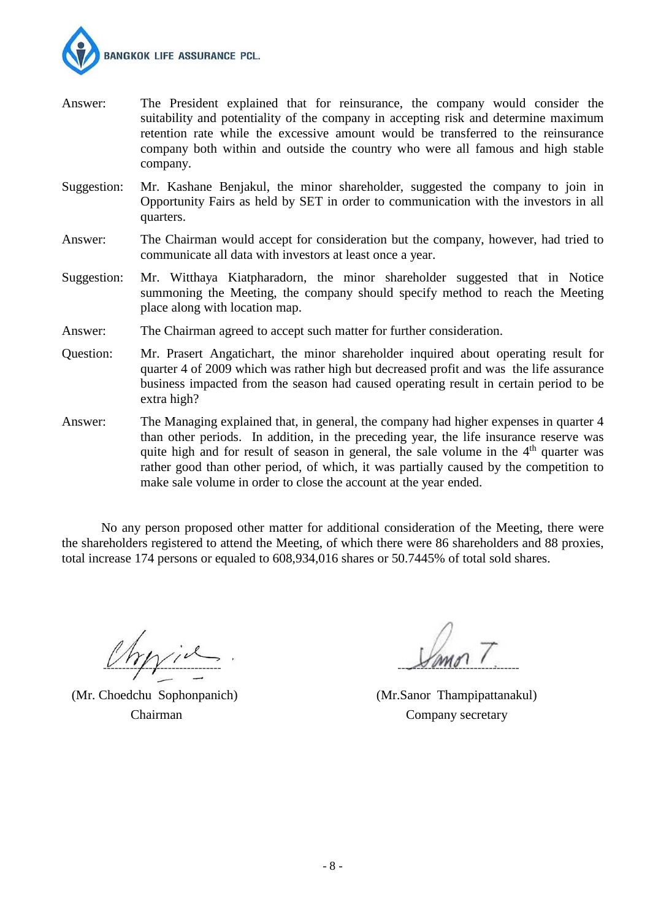Answer: The President explained that for reinsurance, the company would consider the suitability and potentiality of the company in accepting risk and determine maximum retention rate while the excessive amount would be transferred to the reinsurance company both within and outside the country who were all famous and high stable company.

Suggestion: Mr. Kashane Benjakul, the minor shareholder, suggested the company to join in Opportunity Fairs as held by SET in order to communication with the investors in all quarters.

Answer: The Chairman would accept for consideration but the company, however, had tried to communicate all data with investors at least once a year.

Suggestion: Mr. Witthaya Kiatpharadorn, the minor shareholder suggested that in Notice summoning the Meeting, the company should specify method to reach the Meeting place along with location map.

Answer: The Chairman agreed to accept such matter for further consideration.

Question: Mr. Prasert Angatichart, the minor shareholder inquired about operating result for quarter 4 of 2009 which was rather high but decreased profit and was the life assurance business impacted from the season had caused operating result in certain period to be extra high?

Answer: The Managing explained that, in general, the company had higher expenses in quarter 4 than other periods. In addition, in the preceding year, the life insurance reserve was quite high and for result of season in general, the sale volume in the $4^{th}$ quarter was rather good than other period, of which, it was partially caused by the competition to make sale volume in order to close the account at the year ended.

No any person proposed other matter for additional consideration of the Meeting, there were the shareholders registered to attend the Meeting, of which there were 86 shareholders and 88 proxies, total increase 174 persons or equaled to 608,934,016 shares or 50.7445% of total sold shares.

(Mr. Choedchu Sophonpanich)
Chairman

(Mr.Sanor Thampipattanakul)
Company secretary